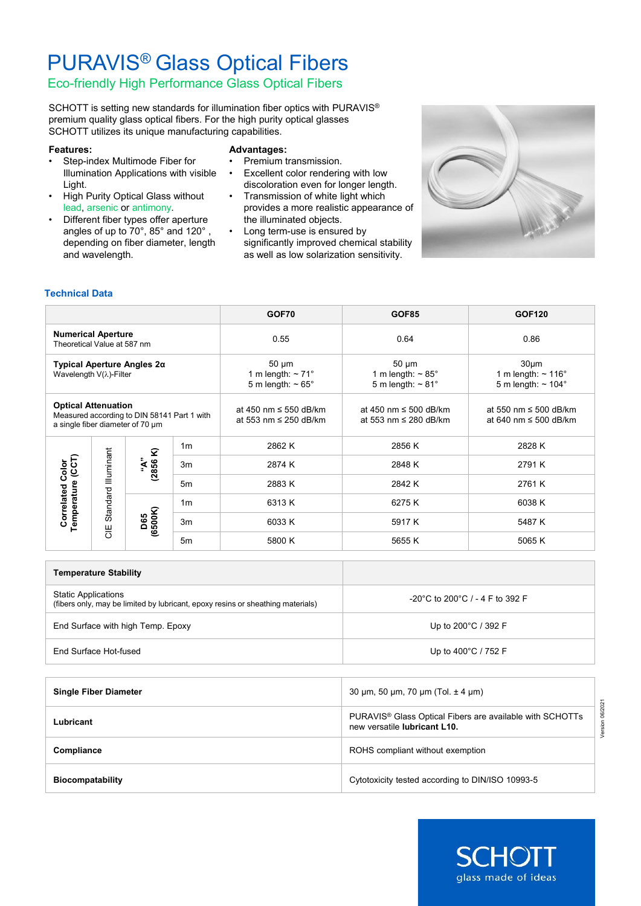# PURAVIS® Glass Optical Fibers

## Eco-friendly High Performance Glass Optical Fibers

SCHOTT is setting new standards for illumination fiber optics with PURAVIS® premium quality glass optical fibers. For the high purity optical glasses SCHOTT utilizes its unique manufacturing capabilities.

**Features:**

- Step-index Multimode Fiber for Illumination Applications with visible Light.
- High Purity Optical Glass without lead, arsenic or antimony.
- Different fiber types offer aperture angles of up to 70°, 85° and 120° , depending on fiber diameter, length and wavelength.

**Advantages:**

- Premium transmission.
- Excellent color rendering with low discoloration even for longer length.
- Transmission of white light which provides a more realistic appearance of the illuminated objects.
- Long term-use is ensured by significantly improved chemical stability as well as low solarization sensitivity.

### Technical Data

| | | | | GOF70 | GOF85 | GOF120 |
|---|---|---|---|---|---|---|
| **Numerical Aperture** Theoretical Value at 587 nm | | | | 0.55 | 0.64 | 0.86 |
| **Typical Aperture Angles 2α** Wavelength V(λ)-Filter | | | | 50 µm<br>1 m length: ~ 71°<br>5 m length: ~ 65° | 50 µm<br>1 m length: ~ 85°<br>5 m length: ~ 81° | 30µm<br>1 m length: ~ 116°<br>5 m length: ~ 104° |
| **Optical Attenuation** Measured according to DIN 58141 Part 1 with a single fiber diameter of 70 µm | | | | at 450 nm ≤ 550 dB/km<br>at 553 nm ≤ 250 dB/km | at 450 nm ≤ 500 dB/km<br>at 553 nm ≤ 280 dB/km | at 550 nm ≤ 500 dB/km<br>at 640 nm ≤ 500 dB/km |
| **Correlated Color Temperature (CCT)** | CIE Standard Illuminant | **"A" (2856 K)** | 1m | 2862 K | 2856 K | 2828 K |
| | | | 3m | 2874 K | 2848 K | 2791 K |
| | | | 5m | 2883 K | 2842 K | 2761 K |
| | | **D65 (6500K)** | 1m | 6313 K | 6275 K | 6038 K |
| | | | 3m | 6033 K | 5917 K | 5487 K |
| | | | 5m | 5800 K | 5655 K | 5065 K |

| **Temperature Stability** | |
|---|---|
| Static Applications (fibers only, may be limited by lubricant, epoxy resins or sheathing materials) | -20°C to 200°C / - 4 F to 392 F |
| End Surface with high Temp. Epoxy | Up to 200°C / 392 F |
| End Surface Hot-fused | Up to 400°C / 752 F |

| | |
|---|---|
| **Single Fiber Diameter** | 30 µm, 50 µm, 70 µm (Tol. ± 4 µm) |
| **Lubricant** | PURAVIS® Glass Optical Fibers are available with SCHOTTs new versatile **lubricant L10.** |
| **Compliance** | ROHS compliant without exemption |
| **Biocompatability** | Cytotoxicity tested according to DIN/ISO 10993-5 |

Version 06/2021

SCHOTT
glass made of ideas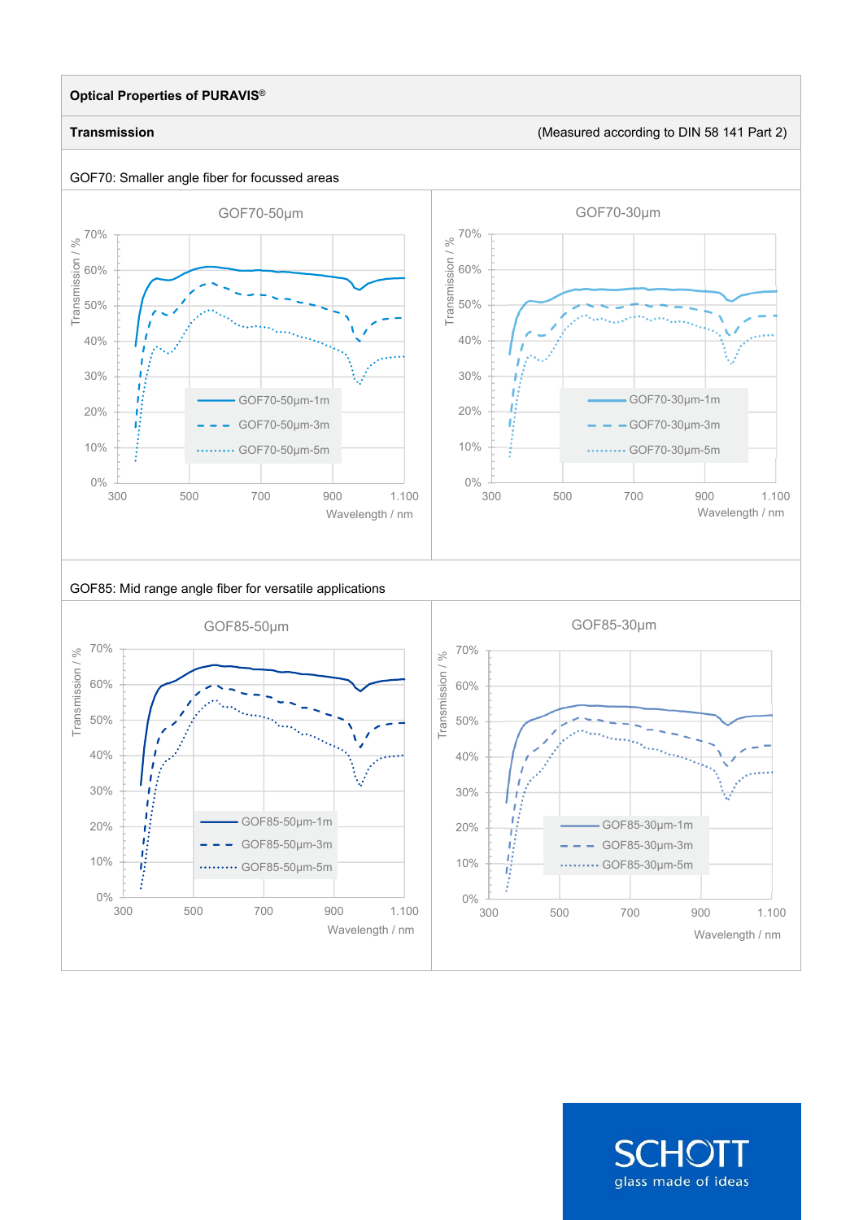**Optical Properties of PURAVIS®**

**Transmission** (Measured according to DIN 58 141 Part 2)

GOF70: Smaller angle fiber for focussed areas

GOF70-50µm

Transmission / %: 0%, 10%, 20%, 30%, 40%, 50%, 60%, 70%

Wavelength / nm: 300, 500, 700, 900, 1.100

- GOF70-50µm-1m
- GOF70-50µm-3m
- GOF70-50µm-5m

GOF70-30µm

Transmission / %: 0%, 10%, 20%, 30%, 40%, 50%, 60%, 70%

Wavelength / nm: 300, 500, 700, 900, 1.100

- GOF70-30µm-1m
- GOF70-30µm-3m
- GOF70-30µm-5m

GOF85: Mid range angle fiber for versatile applications

GOF85-50µm

Transmission / %: 0%, 10%, 20%, 30%, 40%, 50%, 60%, 70%

Wavelength / nm: 300, 500, 700, 900, 1.100

- GOF85-50µm-1m
- GOF85-50µm-3m
- GOF85-50µm-5m

GOF85-30µm

Transmission / %: 0%, 10%, 20%, 30%, 40%, 50%, 60%, 70%

Wavelength / nm: 300, 500, 700, 900, 1.100

- GOF85-30µm-1m
- GOF85-30µm-3m
- GOF85-30µm-5m

SCHOTT
glass made of ideas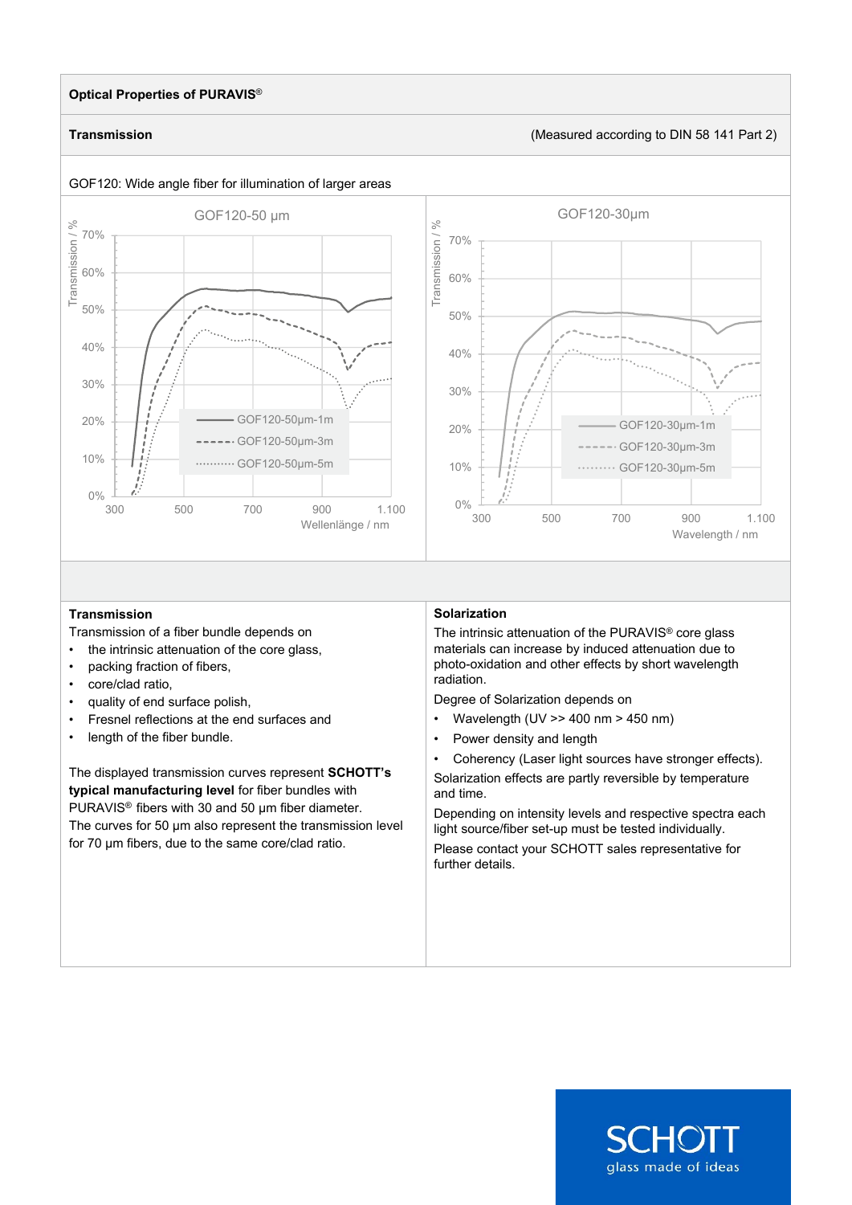## Optical Properties of PURAVIS®

### Transmission

(Measured according to DIN 58 141 Part 2)

GOF120: Wide angle fiber for illumination of larger areas

GOF120-50 µm

Transmission / %

Wellenlänge / nm

GOF120-50µm-1m
GOF120-50µm-3m
GOF120-50µm-5m

GOF120-30µm

Transmission / %

Wavelength / nm

GOF120-30µm-1m
GOF120-30µm-3m
GOF120-30µm-5m

### Transmission

Transmission of a fiber bundle depends on

- the intrinsic attenuation of the core glass,
- packing fraction of fibers,
- core/clad ratio,
- quality of end surface polish,
- Fresnel reflections at the end surfaces and
- length of the fiber bundle.

The displayed transmission curves represent **SCHOTT's typical manufacturing level** for fiber bundles with PURAVIS® fibers with 30 and 50 µm fiber diameter.
The curves for 50 µm also represent the transmission level for 70 µm fibers, due to the same core/clad ratio.

### Solarization

The intrinsic attenuation of the PURAVIS® core glass materials can increase by induced attenuation due to photo-oxidation and other effects by short wavelength radiation.

Degree of Solarization depends on

- Wavelength (UV >> 400 nm > 450 nm)
- Power density and length
- Coherency (Laser light sources have stronger effects).

Solarization effects are partly reversible by temperature and time.

Depending on intensity levels and respective spectra each light source/fiber set-up must be tested individually.

Please contact your SCHOTT sales representative for further details.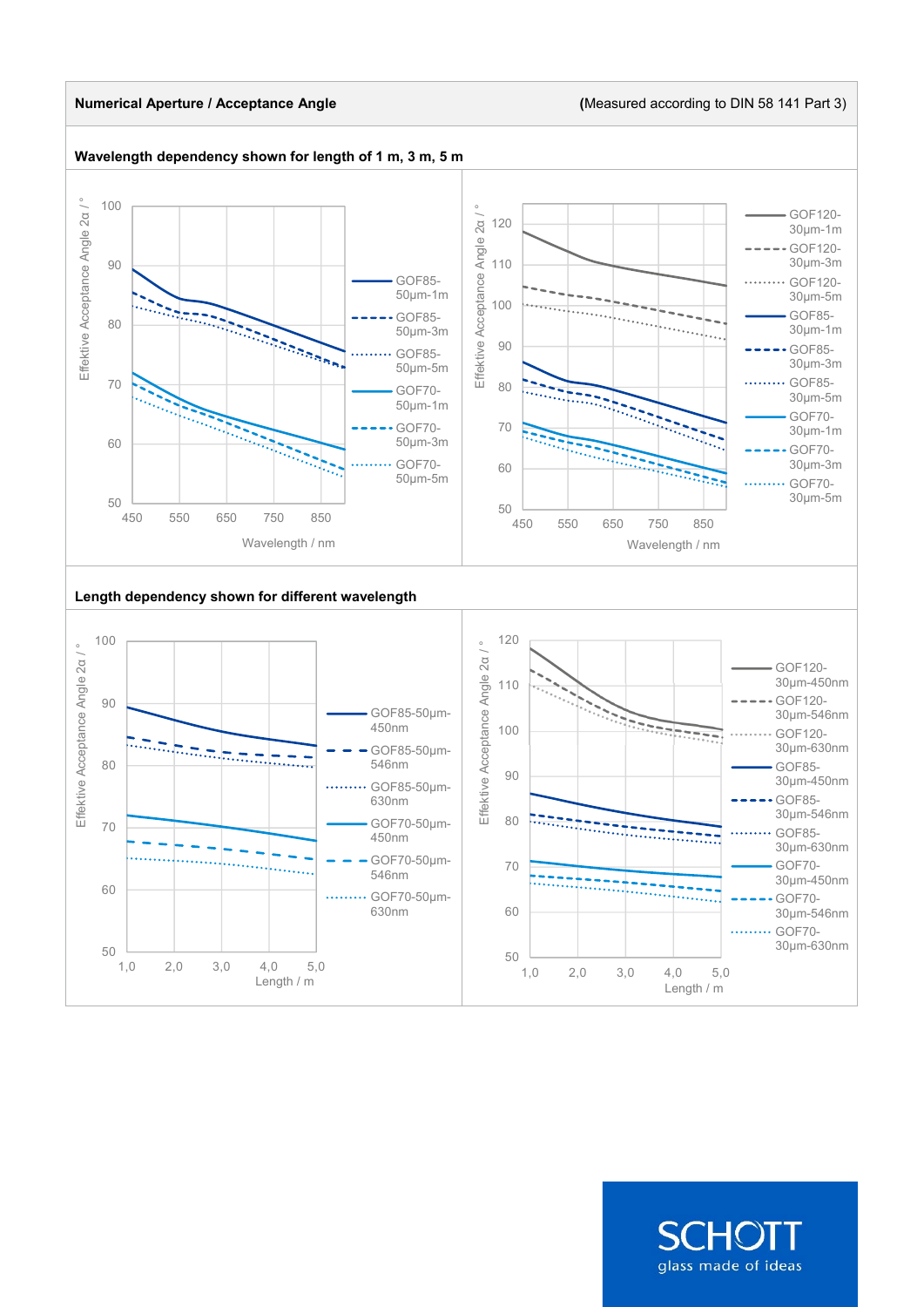**Numerical Aperture / Acceptance Angle** (Measured according to DIN 58 141 Part 3)

**Wavelength dependency shown for length of 1 m, 3 m, 5 m**

Effektive Acceptance Angle 2α / °

Wavelength / nm

GOF85-50µm-1m, GOF85-50µm-3m, GOF85-50µm-5m, GOF70-50µm-1m, GOF70-50µm-3m, GOF70-50µm-5m

GOF120-30µm-1m, GOF120-30µm-3m, GOF120-30µm-5m, GOF85-30µm-1m, GOF85-30µm-3m, GOF85-30µm-5m, GOF70-30µm-1m, GOF70-30µm-3m, GOF70-30µm-5m

**Length dependency shown for different wavelength**

Effektive Acceptance Angle 2α / °

Length / m

GOF85-50µm-450nm, GOF85-50µm-546nm, GOF85-50µm-630nm, GOF70-50µm-450nm, GOF70-50µm-546nm, GOF70-50µm-630nm

GOF120-30µm-450nm, GOF120-30µm-546nm, GOF120-30µm-630nm, GOF85-30µm-450nm, GOF85-30µm-546nm, GOF85-30µm-630nm, GOF70-30µm-450nm, GOF70-30µm-546nm, GOF70-30µm-630nm

SCHOTT
glass made of ideas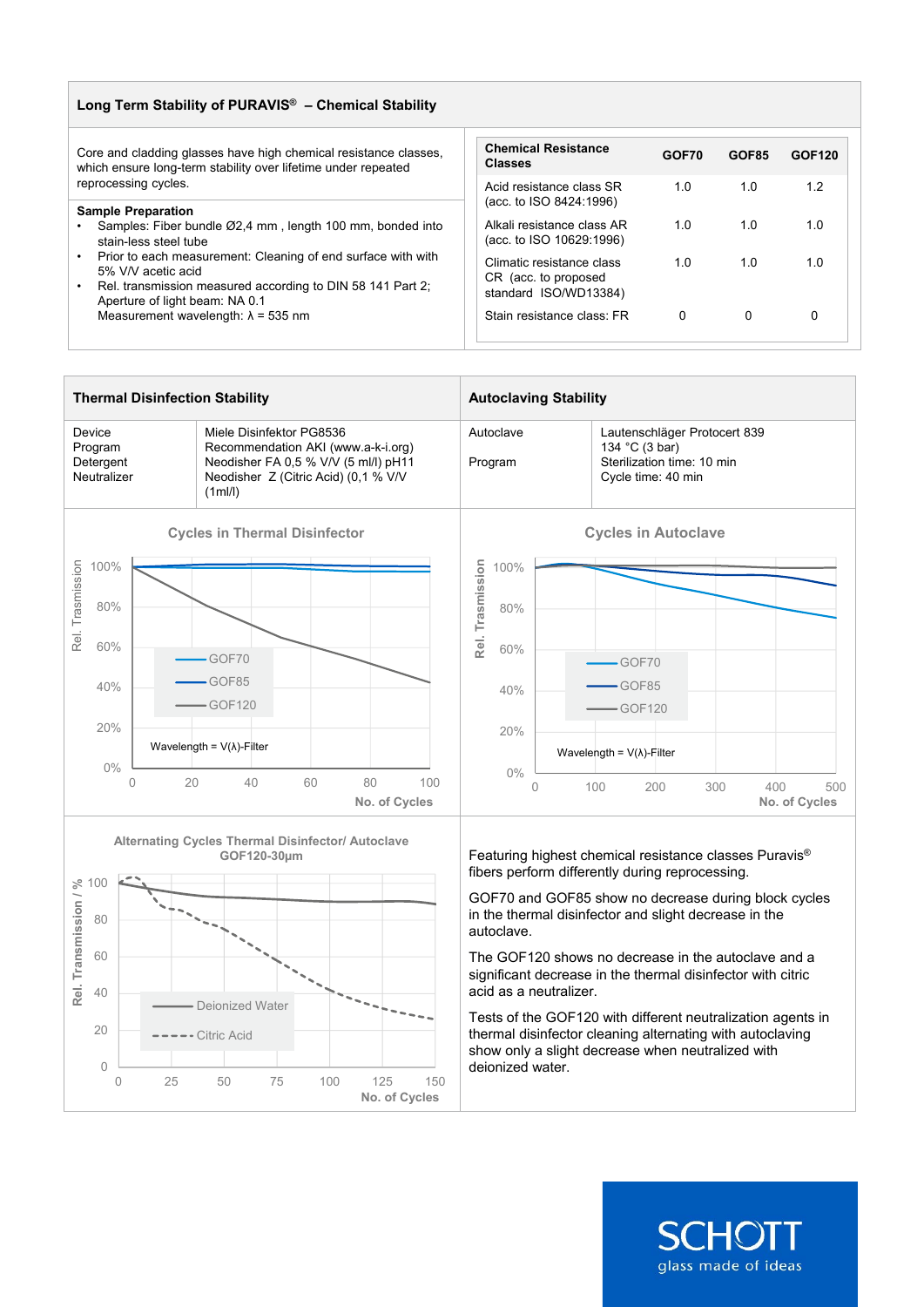## Long Term Stability of PURAVIS® – Chemical Stability

Core and cladding glasses have high chemical resistance classes, which ensure long-term stability over lifetime under repeated reprocessing cycles.

**Sample Preparation**

- Samples: Fiber bundle Ø2,4 mm , length 100 mm, bonded into stain-less steel tube
- Prior to each measurement: Cleaning of end surface with with 5% V/V acetic acid
- Rel. transmission measured according to DIN 58 141 Part 2; Aperture of light beam: NA 0.1
  Measurement wavelength: λ = 535 nm

| Chemical Resistance Classes | GOF70 | GOF85 | GOF120 |
|---|---|---|---|
| Acid resistance class SR (acc. to ISO 8424:1996) | 1.0 | 1.0 | 1.2 |
| Alkali resistance class AR (acc. to ISO 10629:1996) | 1.0 | 1.0 | 1.0 |
| Climatic resistance class CR (acc. to proposed standard ISO/WD13384) | 1.0 | 1.0 | 1.0 |
| Stain resistance class: FR | 0 | 0 | 0 |

## Thermal Disinfection Stability

| | |
|---|---|
| Device | Miele Disinfektor PG8536 |
| Program | Recommendation AKI (www.a-k-i.org) |
| Detergent | Neodisher FA 0,5 % V/V (5 ml/l) pH11 |
| Neutralizer | Neodisher Z (Citric Acid) (0,1 % V/V (1ml/l) |

**Cycles in Thermal Disinfector**

Rel. Trasmission (0%–100%) vs. No. of Cycles (0–100); GOF70, GOF85, GOF120; Wavelength = V(λ)-Filter

## Autoclaving Stability

| | |
|---|---|
| Autoclave | Lautenschläger Protocert 839 |
| Program | 134 °C (3 bar)<br>Sterilization time: 10 min<br>Cycle time: 40 min |

**Cycles in Autoclave**

Rel. Trasmission (0%–100%) vs. No. of Cycles (0–500); GOF70, GOF85, GOF120; Wavelength = V(λ)-Filter

**Alternating Cycles Thermal Disinfector/ Autoclave GOF120-30µm**

Rel. Transmission / % (0–100) vs. No. of Cycles (0–150); Deionized Water, Citric Acid

Featuring highest chemical resistance classes Puravis® fibers perform differently during reprocessing.

GOF70 and GOF85 show no decrease during block cycles in the thermal disinfector and slight decrease in the autoclave.

The GOF120 shows no decrease in the autoclave and a significant decrease in the thermal disinfector with citric acid as a neutralizer.

Tests of the GOF120 with different neutralization agents in thermal disinfector cleaning alternating with autoclaving show only a slight decrease when neutralized with deionized water.

SCHOTT
glass made of ideas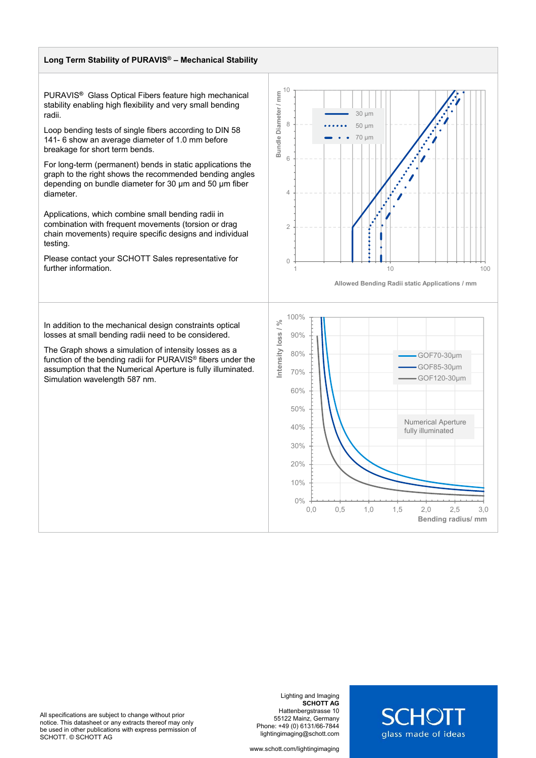## Long Term Stability of PURAVIS® – Mechanical Stability

PURAVIS® Glass Optical Fibers feature high mechanical stability enabling high flexibility and very small bending radii.

Loop bending tests of single fibers according to DIN 58 141- 6 show an average diameter of 1.0 mm before breakage for short term bends.

For long-term (permanent) bends in static applications the graph to the right shows the recommended bending angles depending on bundle diameter for 30 µm and 50 µm fiber diameter.

Applications, which combine small bending radii in combination with frequent movements (torsion or drag chain movements) require specific designs and individual testing.

Please contact your SCHOTT Sales representative for further information.

Bundle Diameter / mm

10
8
6
4
2
0

1
10
100

Allowed Bending Radii static Applications / mm

30 µm
50 µm
70 µm

In addition to the mechanical design constraints optical losses at small bending radii need to be considered.

The Graph shows a simulation of intensity losses as a function of the bending radii for PURAVIS® fibers under the assumption that the Numerical Aperture is fully illuminated. Simulation wavelength 587 nm.

Intensity loss / %

100%
90%
80%
70%
60%
50%
40%
30%
20%
10%
0%

0,0
0,5
1,0
1,5
2,0
2,5
3,0

Bending radius/ mm

GOF70-30µm
GOF85-30µm
GOF120-30µm

Numerical Aperture fully illuminated

All specifications are subject to change without prior notice. This datasheet or any extracts thereof may only be used in other publications with express permission of SCHOTT. © SCHOTT AG

Lighting and Imaging
**SCHOTT AG**
Hattenbergstrasse 10
55122 Mainz, Germany
Phone: +49 (0) 6131/66-7844
lightingimaging@schott.com

www.schott.com/lightingimaging

SCHOTT
glass made of ideas